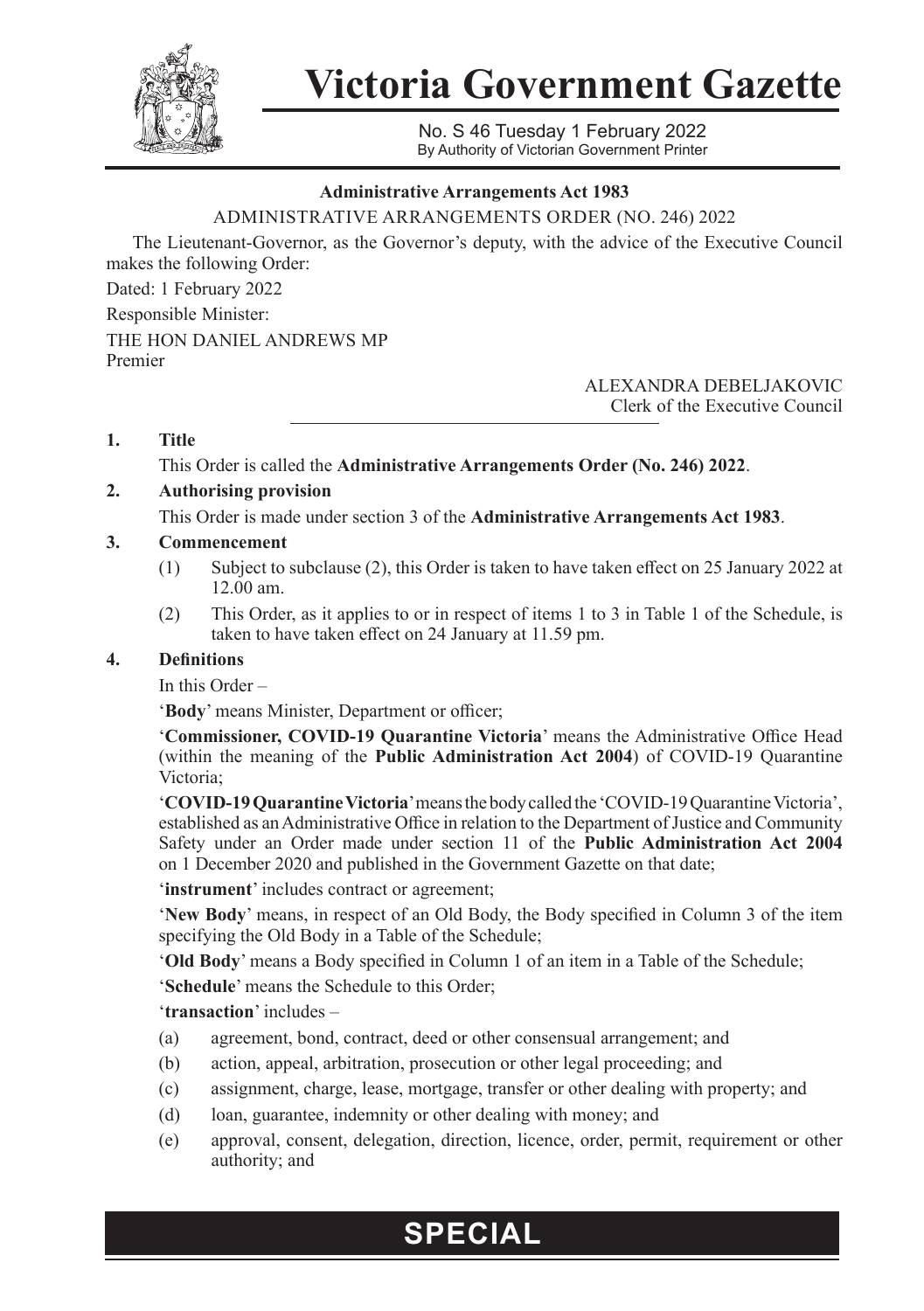# Victoria Government Gazette

No. S 46 Tuesday 1 February 2022
By Authority of Victorian Government Printer

**Administrative Arrangements Act 1983**

ADMINISTRATIVE ARRANGEMENTS ORDER (NO. 246) 2022

The Lieutenant-Governor, as the Governor's deputy, with the advice of the Executive Council makes the following Order:

Dated: 1 February 2022

Responsible Minister:

THE HON DANIEL ANDREWS MP
Premier

ALEXANDRA DEBELJAKOVIC
Clerk of the Executive Council

**1. Title**

This Order is called the **Administrative Arrangements Order (No. 246) 2022**.

**2. Authorising provision**

This Order is made under section 3 of the **Administrative Arrangements Act 1983**.

**3. Commencement**

(1) Subject to subclause (2), this Order is taken to have taken effect on 25 January 2022 at 12.00 am.

(2) This Order, as it applies to or in respect of items 1 to 3 in Table 1 of the Schedule, is taken to have taken effect on 24 January at 11.59 pm.

**4. Definitions**

In this Order –

'**Body**' means Minister, Department or officer;

'**Commissioner, COVID-19 Quarantine Victoria**' means the Administrative Office Head (within the meaning of the **Public Administration Act 2004**) of COVID-19 Quarantine Victoria;

'**COVID-19 Quarantine Victoria**' means the body called the 'COVID-19 Quarantine Victoria', established as an Administrative Office in relation to the Department of Justice and Community Safety under an Order made under section 11 of the **Public Administration Act 2004** on 1 December 2020 and published in the Government Gazette on that date;

'**instrument**' includes contract or agreement;

'**New Body**' means, in respect of an Old Body, the Body specified in Column 3 of the item specifying the Old Body in a Table of the Schedule;

'**Old Body**' means a Body specified in Column 1 of an item in a Table of the Schedule;

'**Schedule**' means the Schedule to this Order;

'**transaction**' includes –

(a) agreement, bond, contract, deed or other consensual arrangement; and

(b) action, appeal, arbitration, prosecution or other legal proceeding; and

(c) assignment, charge, lease, mortgage, transfer or other dealing with property; and

(d) loan, guarantee, indemnity or other dealing with money; and

(e) approval, consent, delegation, direction, licence, order, permit, requirement or other authority; and

**SPECIAL**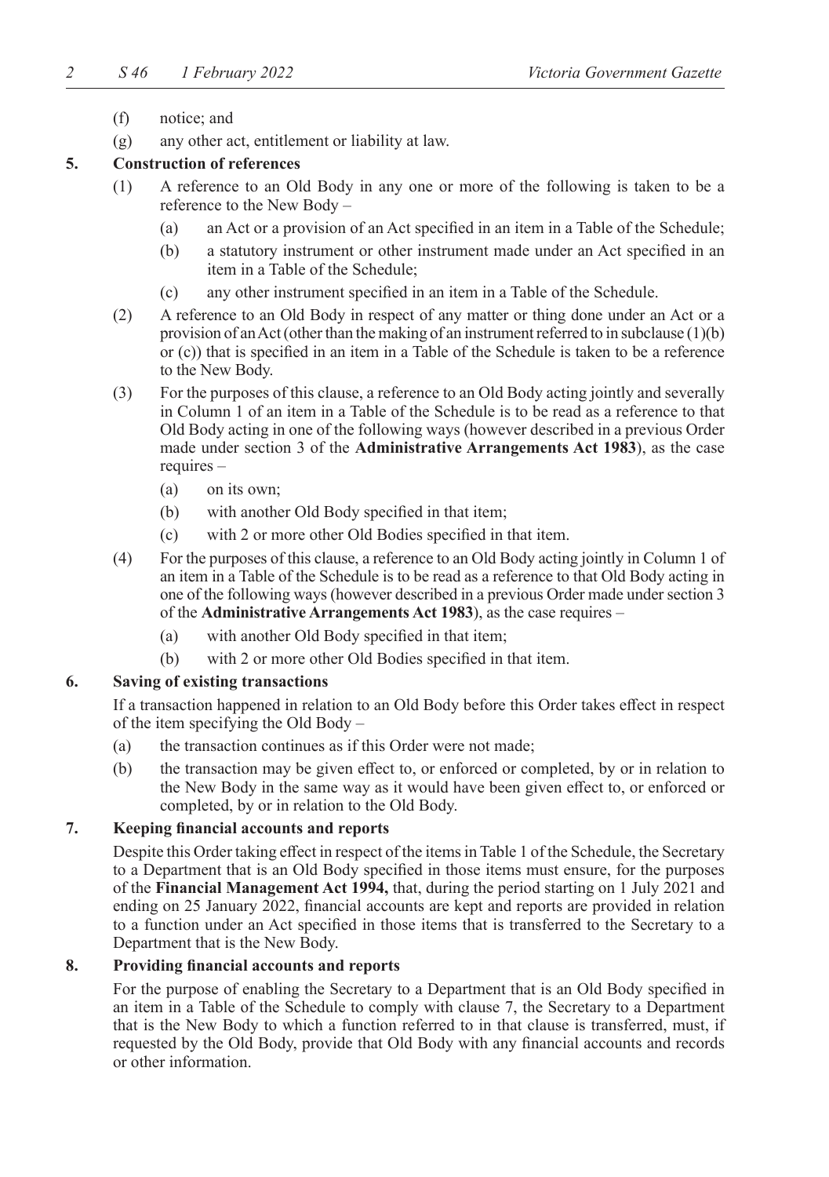(f) notice; and

(g) any other act, entitlement or liability at law.

**5. Construction of references**

(1) A reference to an Old Body in any one or more of the following is taken to be a reference to the New Body –

(a) an Act or a provision of an Act specified in an item in a Table of the Schedule;

(b) a statutory instrument or other instrument made under an Act specified in an item in a Table of the Schedule;

(c) any other instrument specified in an item in a Table of the Schedule.

(2) A reference to an Old Body in respect of any matter or thing done under an Act or a provision of an Act (other than the making of an instrument referred to in subclause (1)(b) or (c)) that is specified in an item in a Table of the Schedule is taken to be a reference to the New Body.

(3) For the purposes of this clause, a reference to an Old Body acting jointly and severally in Column 1 of an item in a Table of the Schedule is to be read as a reference to that Old Body acting in one of the following ways (however described in a previous Order made under section 3 of the **Administrative Arrangements Act 1983**), as the case requires –

(a) on its own;

(b) with another Old Body specified in that item;

(c) with 2 or more other Old Bodies specified in that item.

(4) For the purposes of this clause, a reference to an Old Body acting jointly in Column 1 of an item in a Table of the Schedule is to be read as a reference to that Old Body acting in one of the following ways (however described in a previous Order made under section 3 of the **Administrative Arrangements Act 1983**), as the case requires –

(a) with another Old Body specified in that item;

(b) with 2 or more other Old Bodies specified in that item.

**6. Saving of existing transactions**

If a transaction happened in relation to an Old Body before this Order takes effect in respect of the item specifying the Old Body –

(a) the transaction continues as if this Order were not made;

(b) the transaction may be given effect to, or enforced or completed, by or in relation to the New Body in the same way as it would have been given effect to, or enforced or completed, by or in relation to the Old Body.

**7. Keeping financial accounts and reports**

Despite this Order taking effect in respect of the items in Table 1 of the Schedule, the Secretary to a Department that is an Old Body specified in those items must ensure, for the purposes of the **Financial Management Act 1994,** that, during the period starting on 1 July 2021 and ending on 25 January 2022, financial accounts are kept and reports are provided in relation to a function under an Act specified in those items that is transferred to the Secretary to a Department that is the New Body.

**8. Providing financial accounts and reports**

For the purpose of enabling the Secretary to a Department that is an Old Body specified in an item in a Table of the Schedule to comply with clause 7, the Secretary to a Department that is the New Body to which a function referred to in that clause is transferred, must, if requested by the Old Body, provide that Old Body with any financial accounts and records or other information.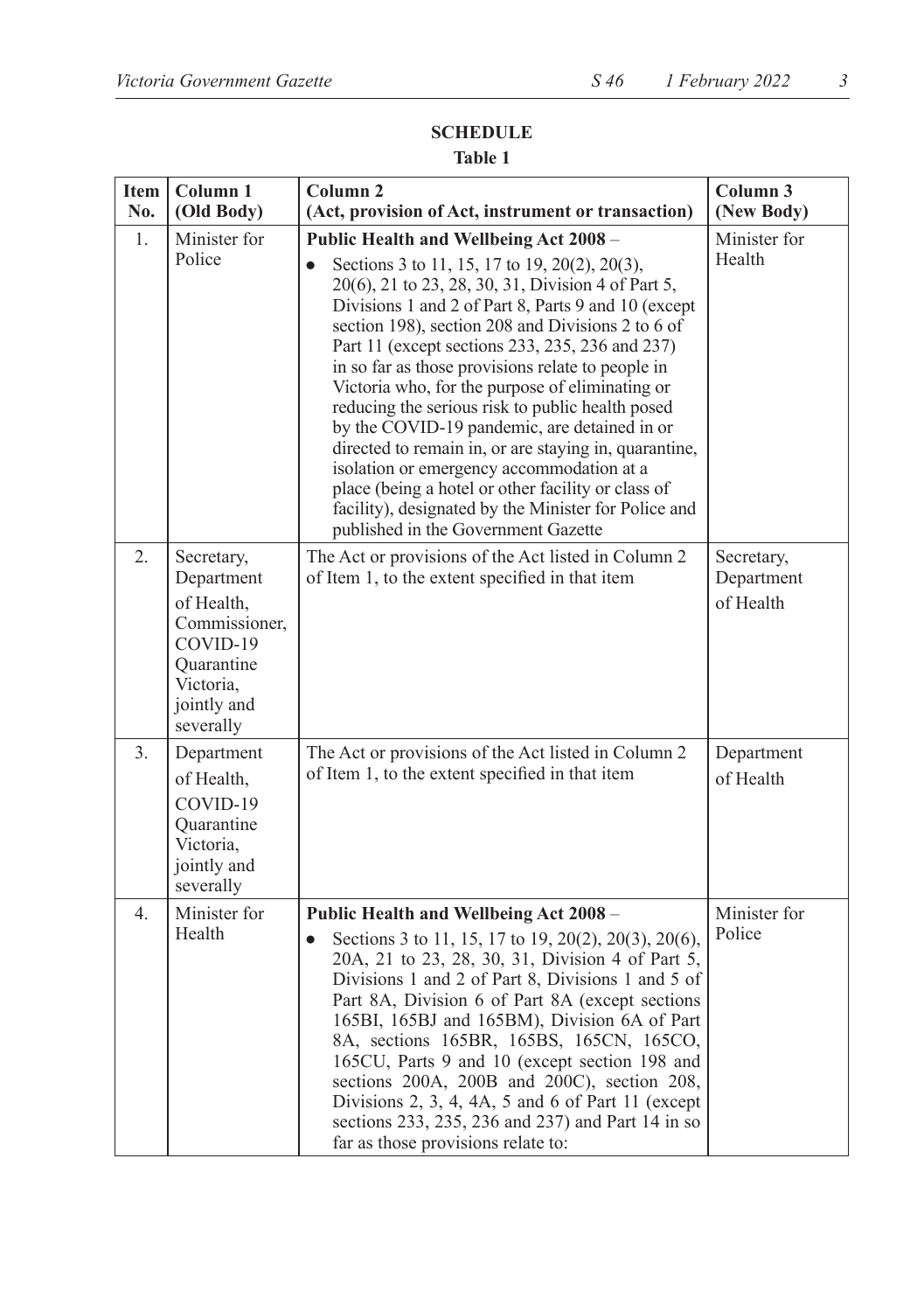**SCHEDULE**

**Table 1**

| Item No. | Column 1 (Old Body) | Column 2 (Act, provision of Act, instrument or transaction) | Column 3 (New Body) |
|---|---|---|---|
| 1. | Minister for Police | **Public Health and Wellbeing Act 2008** – <br>• Sections 3 to 11, 15, 17 to 19, 20(2), 20(3), 20(6), 21 to 23, 28, 30, 31, Division 4 of Part 5, Divisions 1 and 2 of Part 8, Parts 9 and 10 (except section 198), section 208 and Divisions 2 to 6 of Part 11 (except sections 233, 235, 236 and 237) in so far as those provisions relate to people in Victoria who, for the purpose of eliminating or reducing the serious risk to public health posed by the COVID-19 pandemic, are detained in or directed to remain in, or are staying in, quarantine, isolation or emergency accommodation at a place (being a hotel or other facility or class of facility), designated by the Minister for Police and published in the Government Gazette | Minister for Health |
| 2. | Secretary, Department of Health, Commissioner, COVID-19 Quarantine Victoria, jointly and severally | The Act or provisions of the Act listed in Column 2 of Item 1, to the extent specified in that item | Secretary, Department of Health |
| 3. | Department of Health, COVID-19 Quarantine Victoria, jointly and severally | The Act or provisions of the Act listed in Column 2 of Item 1, to the extent specified in that item | Department of Health |
| 4. | Minister for Health | **Public Health and Wellbeing Act 2008** – <br>• Sections 3 to 11, 15, 17 to 19, 20(2), 20(3), 20(6), 20A, 21 to 23, 28, 30, 31, Division 4 of Part 5, Divisions 1 and 2 of Part 8, Divisions 1 and 5 of Part 8A, Division 6 of Part 8A (except sections 165BI, 165BJ and 165BM), Division 6A of Part 8A, sections 165BR, 165BS, 165CN, 165CO, 165CU, Parts 9 and 10 (except section 198 and sections 200A, 200B and 200C), section 208, Divisions 2, 3, 4, 4A, 5 and 6 of Part 11 (except sections 233, 235, 236 and 237) and Part 14 in so far as those provisions relate to: | Minister for Police |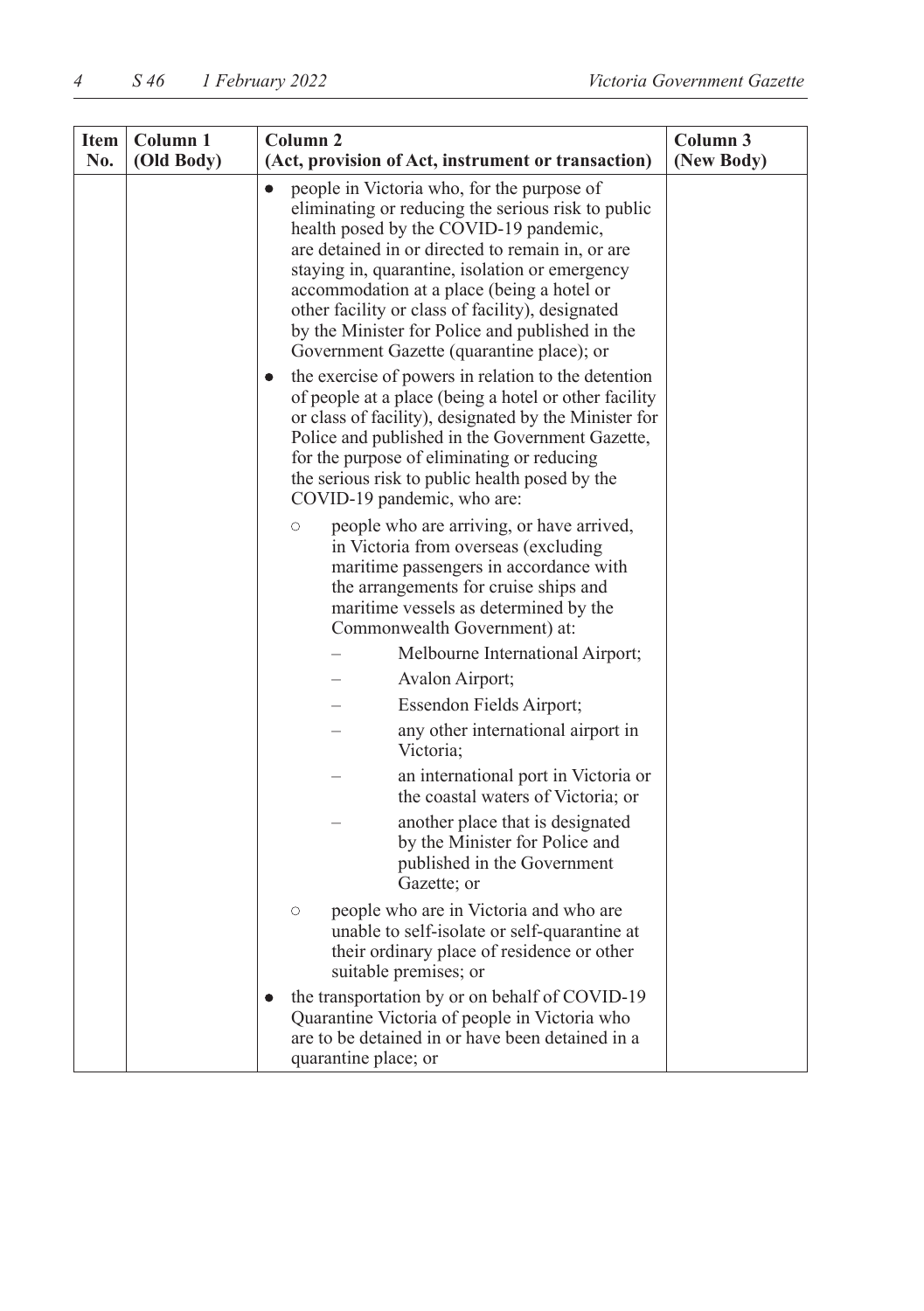| Item No. | Column 1 (Old Body) | Column 2 (Act, provision of Act, instrument or transaction) | Column 3 (New Body) |
|---|---|---|---|
| | | • people in Victoria who, for the purpose of eliminating or reducing the serious risk to public health posed by the COVID-19 pandemic, are detained in or directed to remain in, or are staying in, quarantine, isolation or emergency accommodation at a place (being a hotel or other facility or class of facility), designated by the Minister for Police and published in the Government Gazette (quarantine place); or<br>• the exercise of powers in relation to the detention of people at a place (being a hotel or other facility or class of facility), designated by the Minister for Police and published in the Government Gazette, for the purpose of eliminating or reducing the serious risk to public health posed by the COVID-19 pandemic, who are:<br>○ people who are arriving, or have arrived, in Victoria from overseas (excluding maritime passengers in accordance with the arrangements for cruise ships and maritime vessels as determined by the Commonwealth Government) at:<br>– Melbourne International Airport;<br>– Avalon Airport;<br>– Essendon Fields Airport;<br>– any other international airport in Victoria;<br>– an international port in Victoria or the coastal waters of Victoria; or<br>– another place that is designated by the Minister for Police and published in the Government Gazette; or<br>○ people who are in Victoria and who are unable to self-isolate or self-quarantine at their ordinary place of residence or other suitable premises; or<br>• the transportation by or on behalf of COVID-19 Quarantine Victoria of people in Victoria who are to be detained in or have been detained in a quarantine place; or | |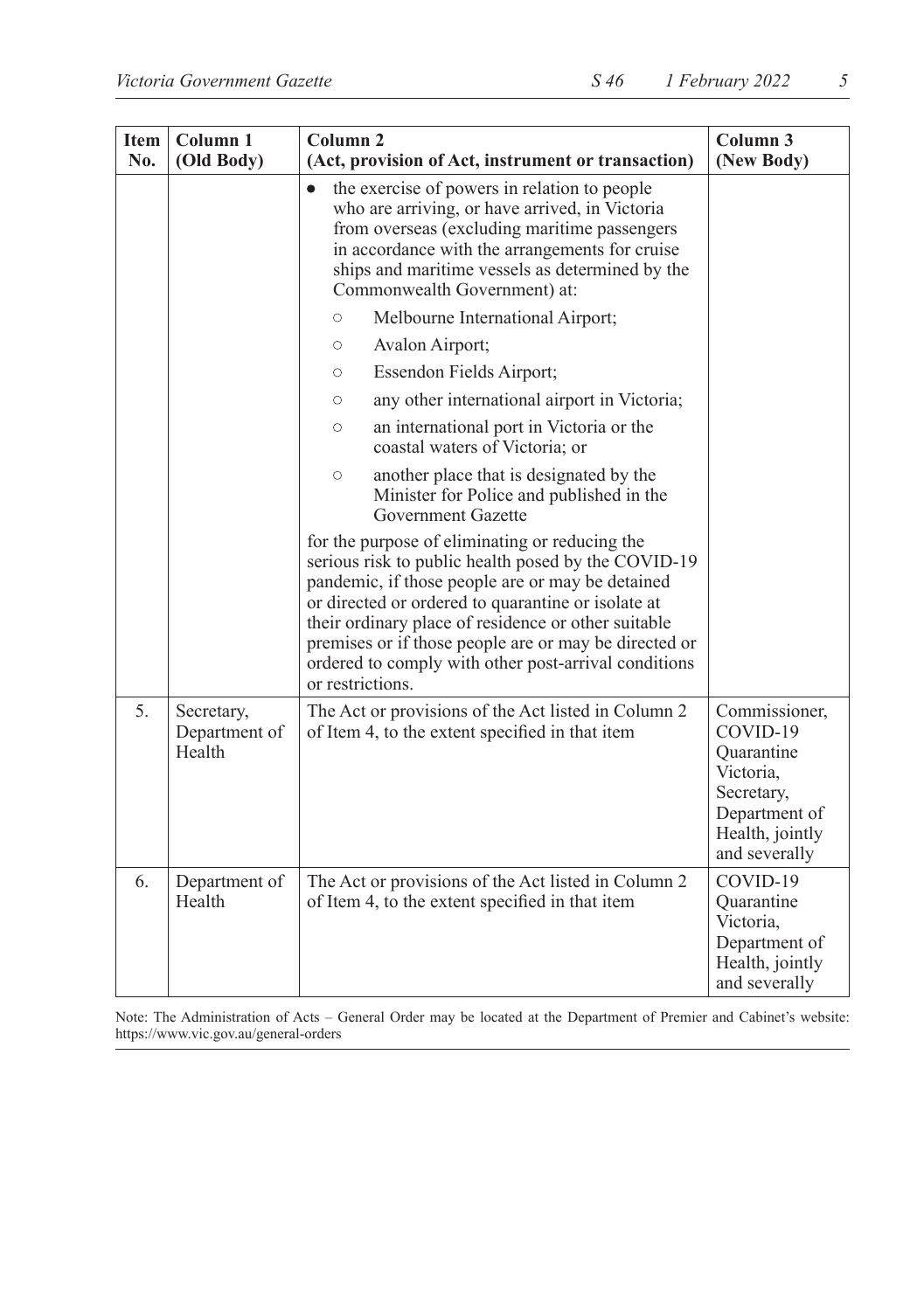| Item No. | Column 1 (Old Body) | Column 2 (Act, provision of Act, instrument or transaction) | Column 3 (New Body) |
|---|---|---|---|
| | | • the exercise of powers in relation to people who are arriving, or have arrived, in Victoria from overseas (excluding maritime passengers in accordance with the arrangements for cruise ships and maritime vessels as determined by the Commonwealth Government) at:<br>○ Melbourne International Airport;<br>○ Avalon Airport;<br>○ Essendon Fields Airport;<br>○ any other international airport in Victoria;<br>○ an international port in Victoria or the coastal waters of Victoria; or<br>○ another place that is designated by the Minister for Police and published in the Government Gazette<br>for the purpose of eliminating or reducing the serious risk to public health posed by the COVID-19 pandemic, if those people are or may be detained or directed or ordered to quarantine or isolate at their ordinary place of residence or other suitable premises or if those people are or may be directed or ordered to comply with other post-arrival conditions or restrictions. | |
| 5. | Secretary, Department of Health | The Act or provisions of the Act listed in Column 2 of Item 4, to the extent specified in that item | Commissioner, COVID-19 Quarantine Victoria, Secretary, Department of Health, jointly and severally |
| 6. | Department of Health | The Act or provisions of the Act listed in Column 2 of Item 4, to the extent specified in that item | COVID-19 Quarantine Victoria, Department of Health, jointly and severally |

Note: The Administration of Acts – General Order may be located at the Department of Premier and Cabinet's website: https://www.vic.gov.au/general-orders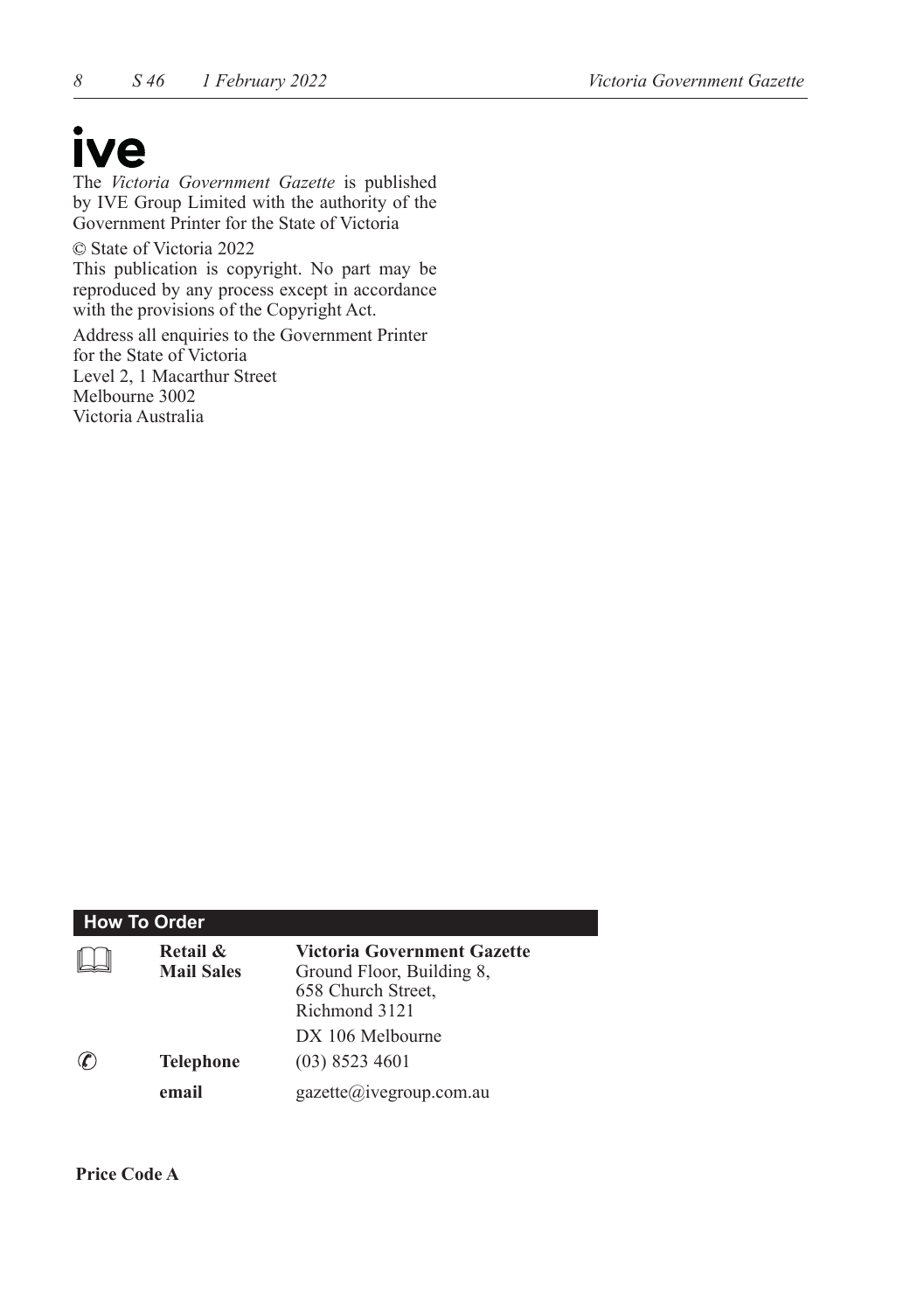ive

The *Victoria Government Gazette* is published by IVE Group Limited with the authority of the Government Printer for the State of Victoria

© State of Victoria 2022

This publication is copyright. No part may be reproduced by any process except in accordance with the provisions of the Copyright Act.

Address all enquiries to the Government Printer for the State of Victoria
Level 2, 1 Macarthur Street
Melbourne 3002
Victoria Australia

## How To Order

| | | |
|---|---|---|
| | **Retail & Mail Sales** | **Victoria Government Gazette**<br>Ground Floor, Building 8,<br>658 Church Street,<br>Richmond 3121<br>DX 106 Melbourne |
| | **Telephone** | (03) 8523 4601 |
| | **email** | gazette@ivegroup.com.au |

**Price Code A**